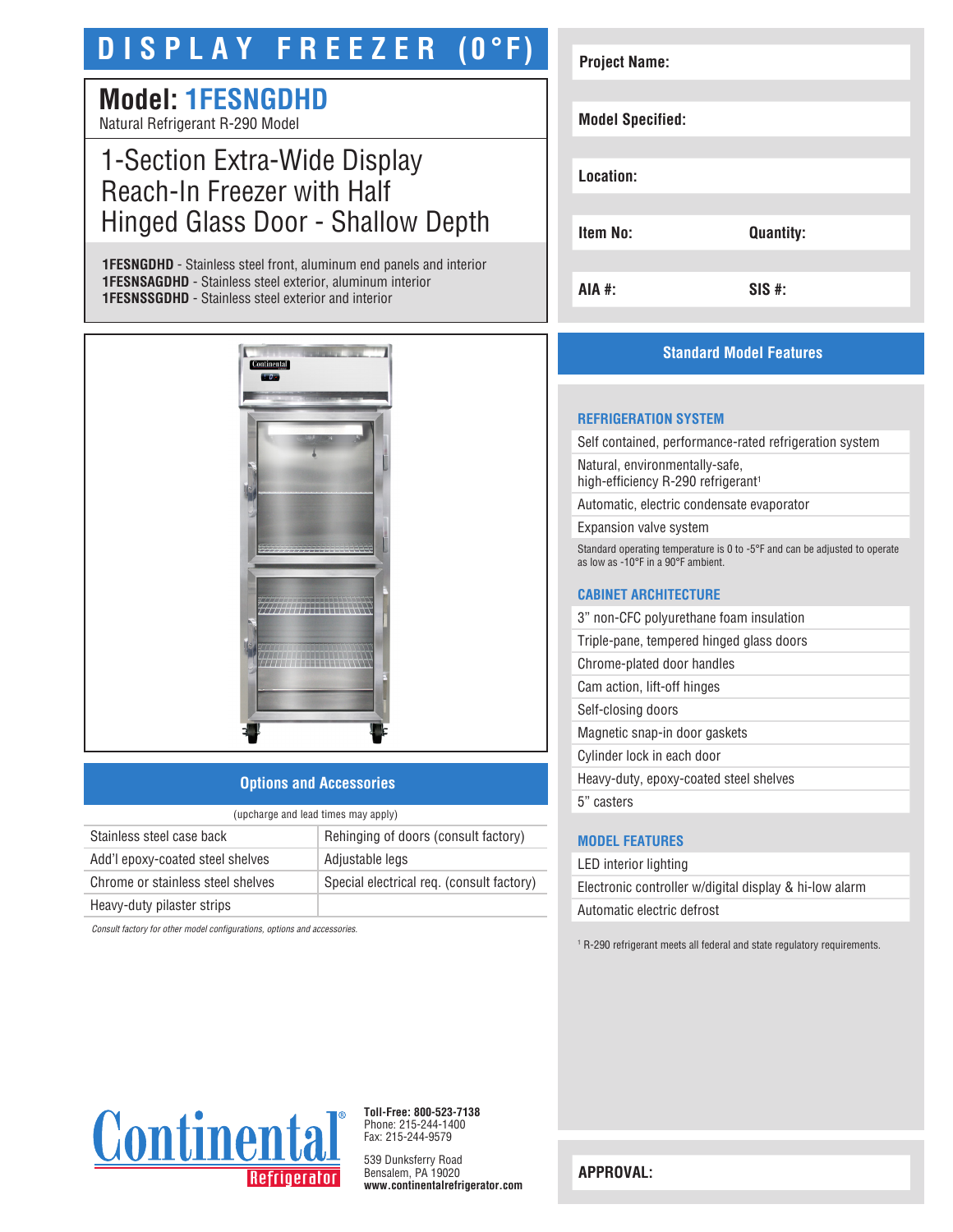# DISPLAY FREEZER (0°F)

## Model: 1FESNGDHD

Natural Refrigerant R-290 Model

### 1-Section Extra-Wide Display Reach-In Freezer with Half Hinged Glass Door - Shallow Depth

**1FESNGDHD** - Stainless steel front, aluminum end panels and interior
**1FESNSAGDHD** - Stainless steel exterior, aluminum interior
**1FESNSSGDHD** - Stainless steel exterior and interior

| | |
|---|---|
| **Project Name:** | |
| **Model Specified:** | |
| **Location:** | |
| **Item No:** | **Quantity:** |
| **AIA #:** | **SIS #:** |

## Options and Accessories

(upcharge and lead times may apply)

| | |
|---|---|
| Stainless steel case back | Rehinging of doors (consult factory) |
| Add'l epoxy-coated steel shelves | Adjustable legs |
| Chrome or stainless steel shelves | Special electrical req. (consult factory) |
| Heavy-duty pilaster strips | |

*Consult factory for other model configurations, options and accessories.*

## Standard Model Features

### REFRIGERATION SYSTEM

- Self contained, performance-rated refrigeration system
- Natural, environmentally-safe, high-efficiency R-290 refrigerant[1]
- Automatic, electric condensate evaporator
- Expansion valve system

Standard operating temperature is 0 to -5°F and can be adjusted to operate as low as -10°F in a 90°F ambient.

### CABINET ARCHITECTURE

- 3" non-CFC polyurethane foam insulation
- Triple-pane, tempered hinged glass doors
- Chrome-plated door handles
- Cam action, lift-off hinges
- Self-closing doors
- Magnetic snap-in door gaskets
- Cylinder lock in each door
- Heavy-duty, epoxy-coated steel shelves
- 5" casters

### MODEL FEATURES

- LED interior lighting
- Electronic controller w/digital display & hi-low alarm
- Automatic electric defrost

[1] R-290 refrigerant meets all federal and state regulatory requirements.

**Continental Refrigerator**

**Toll-Free: 800-523-7138**
Phone: 215-244-1400
Fax: 215-244-9579

539 Dunksferry Road
Bensalem, PA 19020
**www.continentalrefrigerator.com**

**APPROVAL:**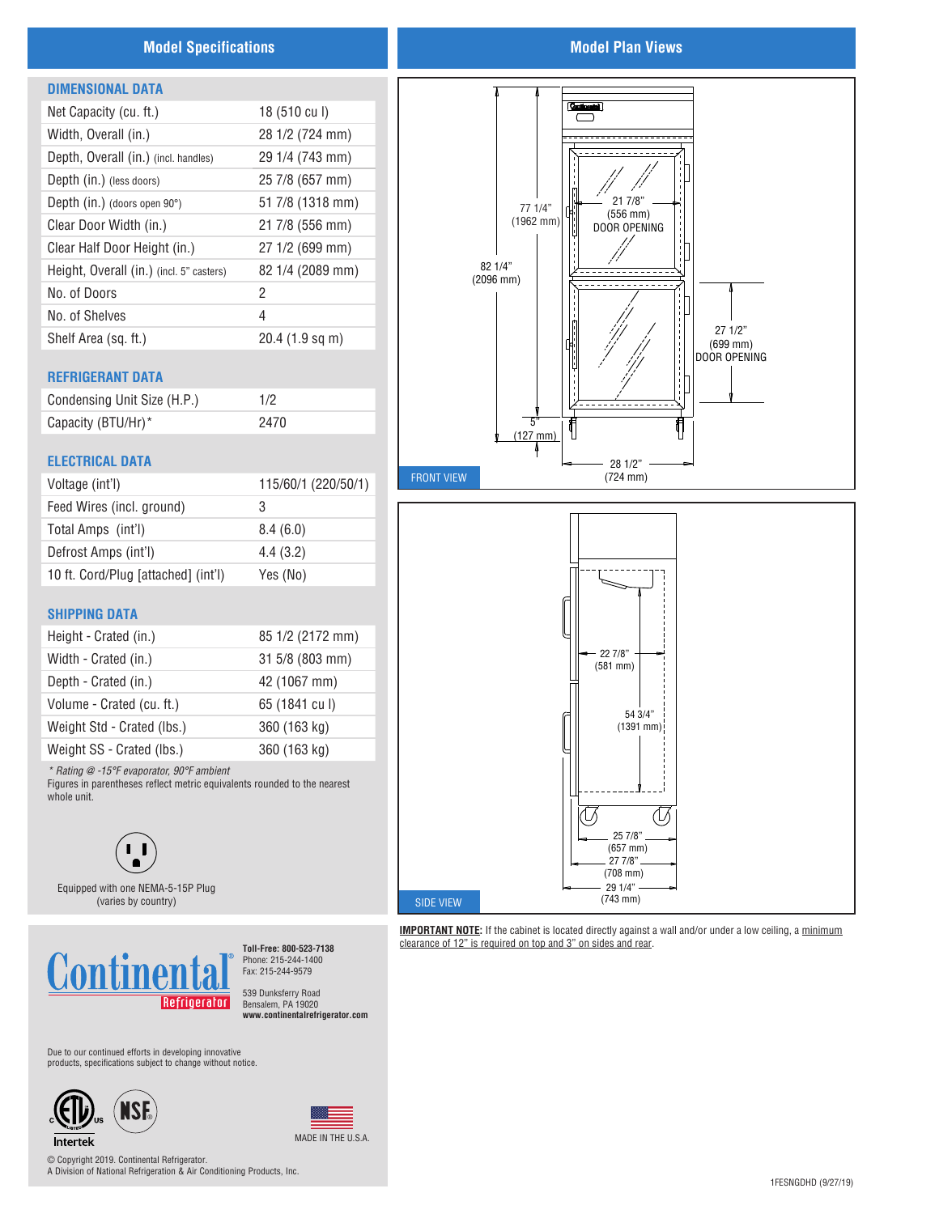## Model Specifications

### DIMENSIONAL DATA

| | |
|---|---|
| Net Capacity (cu. ft.) | 18 (510 cu l) |
| Width, Overall (in.) | 28 1/2 (724 mm) |
| Depth, Overall (in.) (incl. handles) | 29 1/4 (743 mm) |
| Depth (in.) (less doors) | 25 7/8 (657 mm) |
| Depth (in.) (doors open 90°) | 51 7/8 (1318 mm) |
| Clear Door Width (in.) | 21 7/8 (556 mm) |
| Clear Half Door Height (in.) | 27 1/2 (699 mm) |
| Height, Overall (in.) (incl. 5" casters) | 82 1/4 (2089 mm) |
| No. of Doors | 2 |
| No. of Shelves | 4 |
| Shelf Area (sq. ft.) | 20.4 (1.9 sq m) |

### REFRIGERANT DATA

| | |
|---|---|
| Condensing Unit Size (H.P.) | 1/2 |
| Capacity (BTU/Hr)* | 2470 |

### ELECTRICAL DATA

| | |
|---|---|
| Voltage (int'l) | 115/60/1 (220/50/1) |
| Feed Wires (incl. ground) | 3 |
| Total Amps (int'l) | 8.4 (6.0) |
| Defrost Amps (int'l) | 4.4 (3.2) |
| 10 ft. Cord/Plug [attached] (int'l) | Yes (No) |

### SHIPPING DATA

| | |
|---|---|
| Height - Crated (in.) | 85 1/2 (2172 mm) |
| Width - Crated (in.) | 31 5/8 (803 mm) |
| Depth - Crated (in.) | 42 (1067 mm) |
| Volume - Crated (cu. ft.) | 65 (1841 cu l) |
| Weight Std - Crated (lbs.) | 360 (163 kg) |
| Weight SS - Crated (lbs.) | 360 (163 kg) |

*\* Rating @ -15°F evaporator, 90°F ambient*

Figures in parentheses reflect metric equivalents rounded to the nearest whole unit.

Equipped with one NEMA-5-15P Plug (varies by country)

**Continental Refrigerator**

**Toll-Free: 800-523-7138**
Phone: 215-244-1400
Fax: 215-244-9579

539 Dunksferry Road
Bensalem, PA 19020
**www.continentalrefrigerator.com**

Due to our continued efforts in developing innovative products, specifications subject to change without notice.

Intertek

MADE IN THE U.S.A.

© Copyright 2019. Continental Refrigerator.
A Division of National Refrigeration & Air Conditioning Products, Inc.

## Model Plan Views

FRONT VIEW

77 1/4" (1962 mm)
82 1/4" (2096 mm)
21 7/8" (556 mm) DOOR OPENING
27 1/2" (699 mm) DOOR OPENING
5" (127 mm)
28 1/2" (724 mm)

SIDE VIEW

22 7/8" (581 mm)
54 3/4" (1391 mm)
25 7/8" (657 mm)
27 7/8" (708 mm)
29 1/4" (743 mm)

**IMPORTANT NOTE:** If the cabinet is located directly against a wall and/or under a low ceiling, a minimum clearance of 12" is required on top and 3" on sides and rear.

1FESNGDHD (9/27/19)